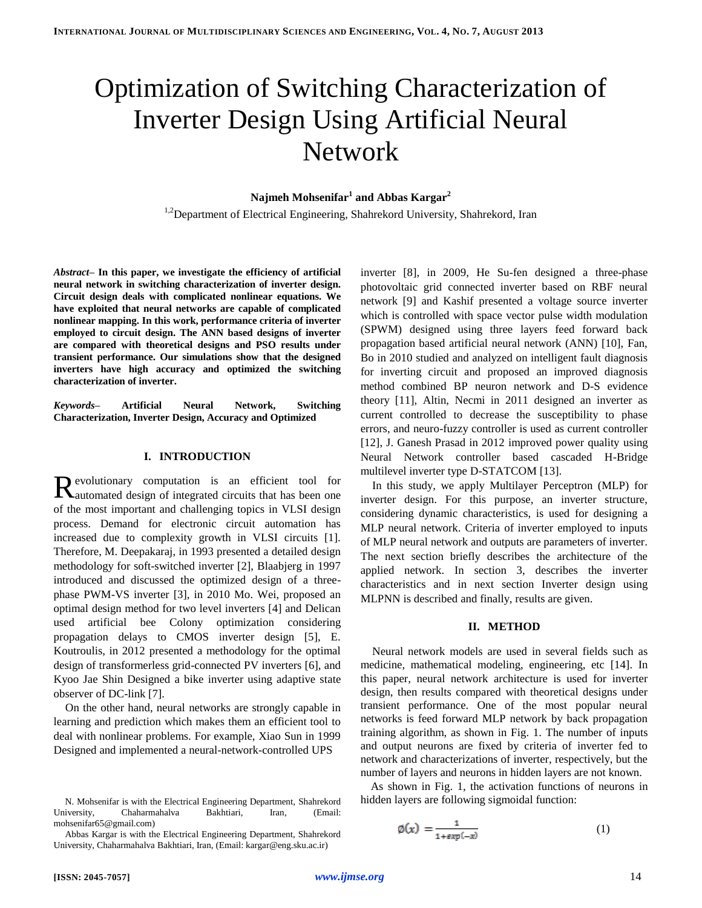# Optimization of Switching Characterization of Inverter Design Using Artificial Neural Network

**Najmeh Mohsenifar[1] and Abbas Kargar[2]**

[1,2]Department of Electrical Engineering, Shahrekord University, Shahrekord, Iran

*Abstract*– **In this paper, we investigate the efficiency of artificial neural network in switching characterization of inverter design. Circuit design deals with complicated nonlinear equations. We have exploited that neural networks are capable of complicated nonlinear mapping. In this work, performance criteria of inverter employed to circuit design. The ANN based designs of inverter are compared with theoretical designs and PSO results under transient performance. Our simulations show that the designed inverters have high accuracy and optimized the switching characterization of inverter.**

*Keywords*– **Artificial Neural Network, Switching Characterization, Inverter Design, Accuracy and Optimized**

## I. INTRODUCTION

Revolutionary computation is an efficient tool for automated design of integrated circuits that has been one of the most important and challenging topics in VLSI design process. Demand for electronic circuit automation has increased due to complexity growth in VLSI circuits [1]. Therefore, M. Deepakaraj, in 1993 presented a detailed design methodology for soft-switched inverter [2], Blaabjerg in 1997 introduced and discussed the optimized design of a three-phase PWM-VS inverter [3], in 2010 Mo. Wei, proposed an optimal design method for two level inverters [4] and Delican used artificial bee Colony optimization considering propagation delays to CMOS inverter design [5], E. Koutroulis, in 2012 presented a methodology for the optimal design of transformerless grid-connected PV inverters [6], and Kyoo Jae Shin Designed a bike inverter using adaptive state observer of DC-link [7].

On the other hand, neural networks are strongly capable in learning and prediction which makes them an efficient tool to deal with nonlinear problems. For example, Xiao Sun in 1999 Designed and implemented a neural-network-controlled UPS inverter [8], in 2009, He Su-fen designed a three-phase photovoltaic grid connected inverter based on RBF neural network [9] and Kashif presented a voltage source inverter which is controlled with space vector pulse width modulation (SPWM) designed using three layers feed forward back propagation based artificial neural network (ANN) [10], Fan, Bo in 2010 studied and analyzed on intelligent fault diagnosis for inverting circuit and proposed an improved diagnosis method combined BP neuron network and D-S evidence theory [11], Altin, Necmi in 2011 designed an inverter as current controlled to decrease the susceptibility to phase errors, and neuro-fuzzy controller is used as current controller [12], J. Ganesh Prasad in 2012 improved power quality using Neural Network controller based cascaded H-Bridge multilevel inverter type D-STATCOM [13].

In this study, we apply Multilayer Perceptron (MLP) for inverter design. For this purpose, an inverter structure, considering dynamic characteristics, is used for designing a MLP neural network. Criteria of inverter employed to inputs of MLP neural network and outputs are parameters of inverter. The next section briefly describes the architecture of the applied network. In section 3, describes the inverter characteristics and in next section Inverter design using MLPNN is described and finally, results are given.

## II. METHOD

Neural network models are used in several fields such as medicine, mathematical modeling, engineering, etc [14]. In this paper, neural network architecture is used for inverter design, then results compared with theoretical designs under transient performance. One of the most popular neural networks is feed forward MLP network by back propagation training algorithm, as shown in Fig. 1. The number of inputs and output neurons are fixed by criteria of inverter fed to network and characterizations of inverter, respectively, but the number of layers and neurons in hidden layers are not known.

As shown in Fig. 1, the activation functions of neurons in hidden layers are following sigmoidal function:

$$\emptyset(x) = \frac{1}{1+\exp(-x)} \tag{1}$$

N. Mohsenifar is with the Electrical Engineering Department, Shahrekord University, Chaharmahalva Bakhtiari, Iran, (Email: mohsenifar65@gmail.com)

Abbas Kargar is with the Electrical Engineering Department, Shahrekord University, Chaharmahalva Bakhtiari, Iran, (Email: kargar@eng.sku.ac.ir)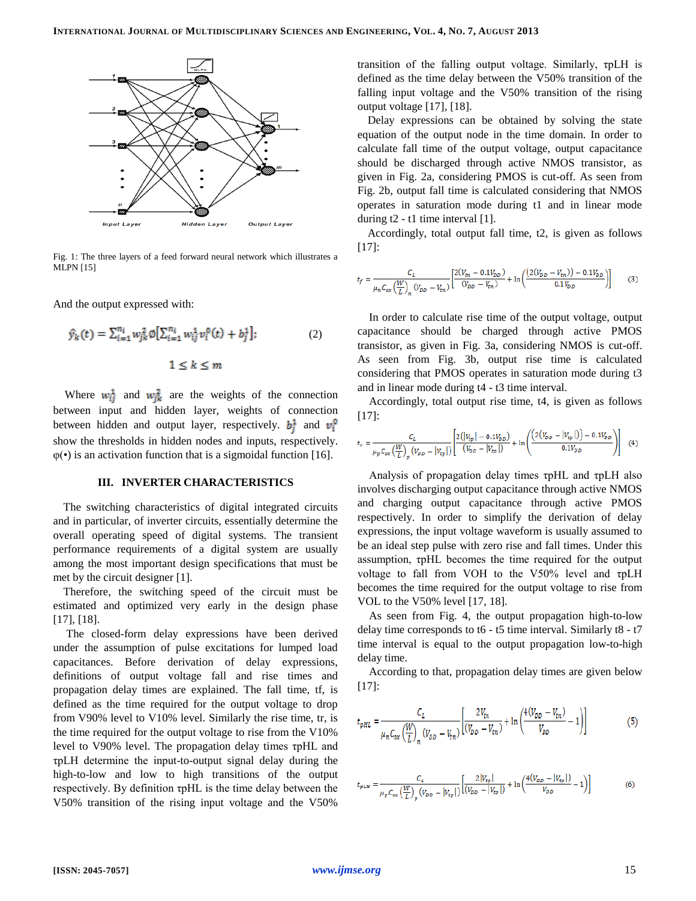Fig. 1: The three layers of a feed forward neural network which illustrates a MLPN [15]

And the output expressed with:

$$\hat{y}_k(t) = \sum_{i=1}^{n_i} w_{jk}^2 \varphi\left[\sum_{i=1}^{n_i} w_{ij}^1 v_i^0(t) + b_j^1\right]; \quad (2)$$

$$1 \leq k \leq m$$

Where $w_{ij}^1$ and $w_{jk}^2$ are the weights of the connection between input and hidden layer, weights of connection between hidden and output layer, respectively. $b_j^1$ and $v_i^0$ show the thresholds in hidden nodes and inputs, respectively. φ(•) is an activation function that is a sigmoidal function [16].

## III. INVERTER CHARACTERISTICS

The switching characteristics of digital integrated circuits and in particular, of inverter circuits, essentially determine the overall operating speed of digital systems. The transient performance requirements of a digital system are usually among the most important design specifications that must be met by the circuit designer [1].

Therefore, the switching speed of the circuit must be estimated and optimized very early in the design phase [17], [18].

The closed-form delay expressions have been derived under the assumption of pulse excitations for lumped load capacitances. Before derivation of delay expressions, definitions of output voltage fall and rise times and propagation delay times are explained. The fall time, tf, is defined as the time required for the output voltage to drop from V90% level to V10% level. Similarly the rise time, tr, is the time required for the output voltage to rise from the V10% level to V90% level. The propagation delay times τpHL and τpLH determine the input-to-output signal delay during the high-to-low and low to high transitions of the output respectively. By definition τpHL is the time delay between the V50% transition of the rising input voltage and the V50% transition of the falling output voltage. Similarly, τpLH is defined as the time delay between the V50% transition of the falling input voltage and the V50% transition of the rising output voltage [17], [18].

Delay expressions can be obtained by solving the state equation of the output node in the time domain. In order to calculate fall time of the output voltage, output capacitance should be discharged through active NMOS transistor, as given in Fig. 2a, considering PMOS is cut-off. As seen from Fig. 2b, output fall time is calculated considering that NMOS operates in saturation mode during t1 and in linear mode during t2 - t1 time interval [1].

Accordingly, total output fall time, t2, is given as follows [17]:

$$t_f = \frac{C_L}{\mu_n C_{ox}\left(\frac{W}{L}\right)_n (V_{DD} - V_{tn})}\left[\frac{2(V_{tn} - 0.1V_{DD})}{(V_{DD} - V_{tn})} + \ln\left(\frac{(2(V_{DD} - V_{tn})) - 0.1V_{DD}}{0.1V_{DD}}\right)\right] \quad (3)$$

In order to calculate rise time of the output voltage, output capacitance should be charged through active PMOS transistor, as given in Fig. 3a, considering NMOS is cut-off. As seen from Fig. 3b, output rise time is calculated considering that PMOS operates in saturation mode during t3 and in linear mode during t4 - t3 time interval.

Accordingly, total output rise time, t4, is given as follows [17]:

$$t_r = \frac{C_L}{\mu_p C_{ox}\left(\frac{W}{L}\right)_p (V_{DD} - |V_{tp}|)}\left[\frac{2(|V_{tp}| - 0.1V_{DD})}{(V_{DD} - |V_{tn}|)} + \ln\left(\frac{(2(V_{DD} - |V_{tp}|)) - 0.1V_{DD}}{0.1V_{DD}}\right)\right] \quad (4)$$

Analysis of propagation delay times τpHL and τpLH also involves discharging output capacitance through active NMOS and charging output capacitance through active PMOS respectively. In order to simplify the derivation of delay expressions, the input voltage waveform is usually assumed to be an ideal step pulse with zero rise and fall times. Under this assumption, τpHL becomes the time required for the output voltage to fall from VOH to the V50% level and τpLH becomes the time required for the output voltage to rise from VOL to the V50% level [17, 18].

As seen from Fig. 4, the output propagation high-to-low delay time corresponds to t6 - t5 time interval. Similarly t8 - t7 time interval is equal to the output propagation low-to-high delay time.

According to that, propagation delay times are given below [17]:

$$t_{pHL} = \frac{C_L}{\mu_n C_{ox}\left(\frac{W}{L}\right)_n (V_{DD} - V_{tn})}\left[\frac{2V_{tn}}{(V_{DD} - V_{tn})} + \ln\left(\frac{4(V_{DD} - V_{tn})}{V_{DD}} - 1\right)\right] \quad (5)$$

$$t_{pLH} = \frac{C_L}{\mu_p C_{ox}\left(\frac{W}{L}\right)_p (V_{DD} - |V_{tp}|)}\left[\frac{2|V_{tp}|}{(V_{DD} - |V_{tp}|)} + \ln\left(\frac{4(V_{DD} - |V_{tp}|)}{V_{DD}} - 1\right)\right] \quad (6)$$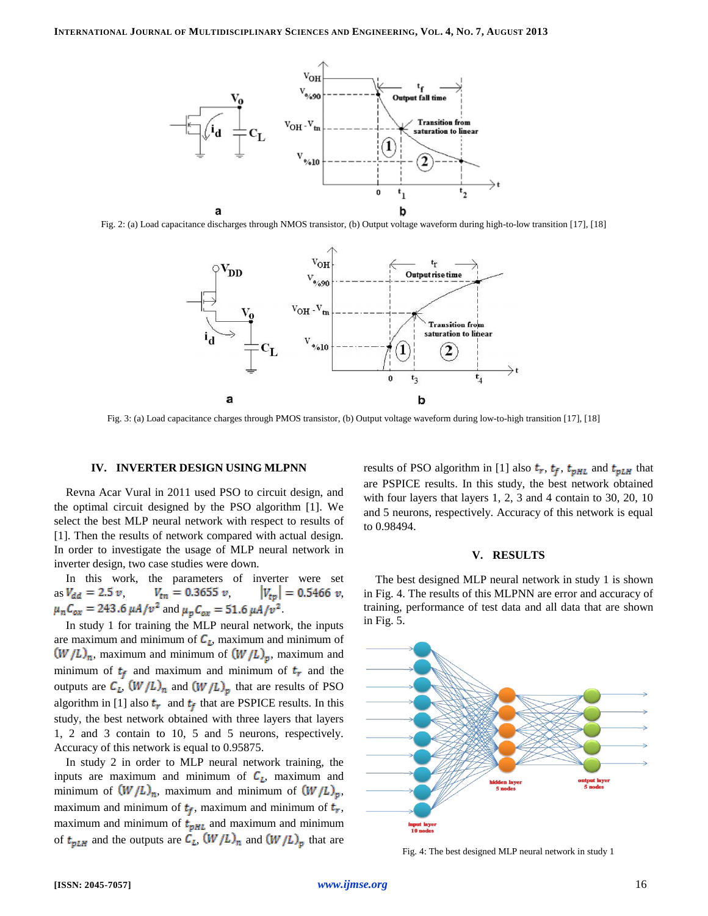Fig. 2: (a) Load capacitance discharges through NMOS transistor, (b) Output voltage waveform during high-to-low transition [17], [18]

Fig. 3: (a) Load capacitance charges through PMOS transistor, (b) Output voltage waveform during low-to-high transition [17], [18]

## IV. INVERTER DESIGN USING MLPNN

Revna Acar Vural in 2011 used PSO to circuit design, and the optimal circuit designed by the PSO algorithm [1]. We select the best MLP neural network with respect to results of [1]. Then the results of network compared with actual design. In order to investigate the usage of MLP neural network in inverter design, two case studies were down.

In this work, the parameters of inverter were set as $V_{dd} = 2.5\ v$, $V_{tn} = 0.3655\ v$, $|V_{tp}| = 0.5466\ v$, $\mu_n C_{ox} = 243.6\ \mu A/v^2$ and $\mu_p C_{ox} = 51.6\ \mu A/v^2$.

In study 1 for training the MLP neural network, the inputs are maximum and minimum of $C_L$, maximum and minimum of $(W/L)_n$, maximum and minimum of $(W/L)_p$, maximum and minimum of $t_f$ and maximum and minimum of $t_r$ and the outputs are $C_L$, $(W/L)_n$ and $(W/L)_p$ that are results of PSO algorithm in [1] also $t_r$ and $t_f$ that are PSPICE results. In this study, the best network obtained with three layers that layers 1, 2 and 3 contain to 10, 5 and 5 neurons, respectively. Accuracy of this network is equal to 0.95875.

In study 2 in order to MLP neural network training, the inputs are maximum and minimum of $C_L$, maximum and minimum of $(W/L)_n$, maximum and minimum of $(W/L)_p$, maximum and minimum of $t_f$, maximum and minimum of $t_r$, maximum and minimum of $t_{pHL}$ and maximum and minimum of $t_{pLH}$ and the outputs are $C_L$, $(W/L)_n$ and $(W/L)_p$ that are results of PSO algorithm in [1] also $t_r$, $t_f$, $t_{pHL}$ and $t_{pLH}$ that are PSPICE results. In this study, the best network obtained with four layers that layers 1, 2, 3 and 4 contain to 30, 20, 10 and 5 neurons, respectively. Accuracy of this network is equal to 0.98494.

## V. RESULTS

The best designed MLP neural network in study 1 is shown in Fig. 4. The results of this MLPNN are error and accuracy of training, performance of test data and all data that are shown in Fig. 5.

Fig. 4: The best designed MLP neural network in study 1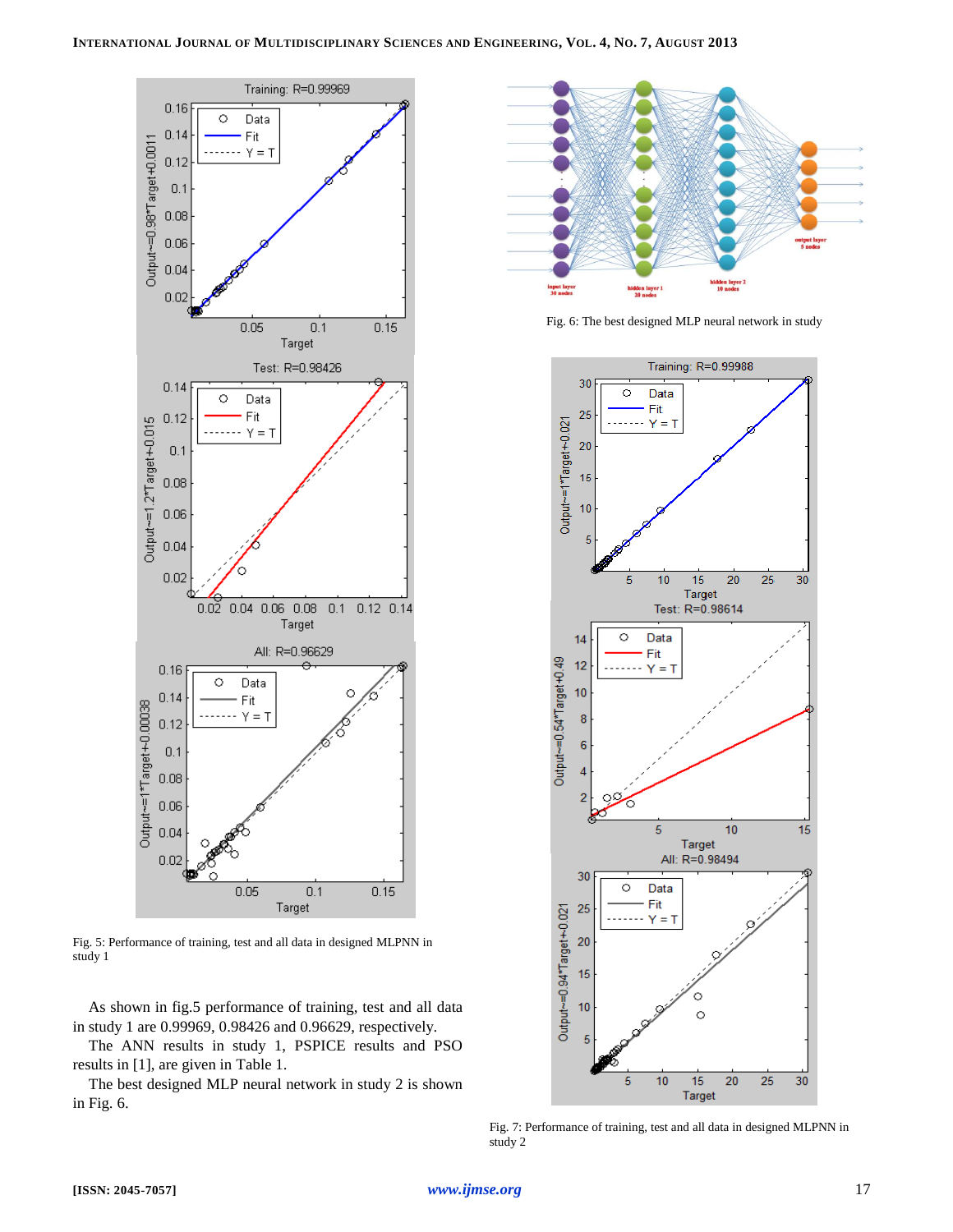Fig. 5: Performance of training, test and all data in designed MLPNN in study 1

As shown in fig.5 performance of training, test and all data in study 1 are 0.99969, 0.98426 and 0.96629, respectively.

The ANN results in study 1, PSPICE results and PSO results in [1], are given in Table 1.

The best designed MLP neural network in study 2 is shown in Fig. 6.

Fig. 6: The best designed MLP neural network in study

Fig. 7: Performance of training, test and all data in designed MLPNN in study 2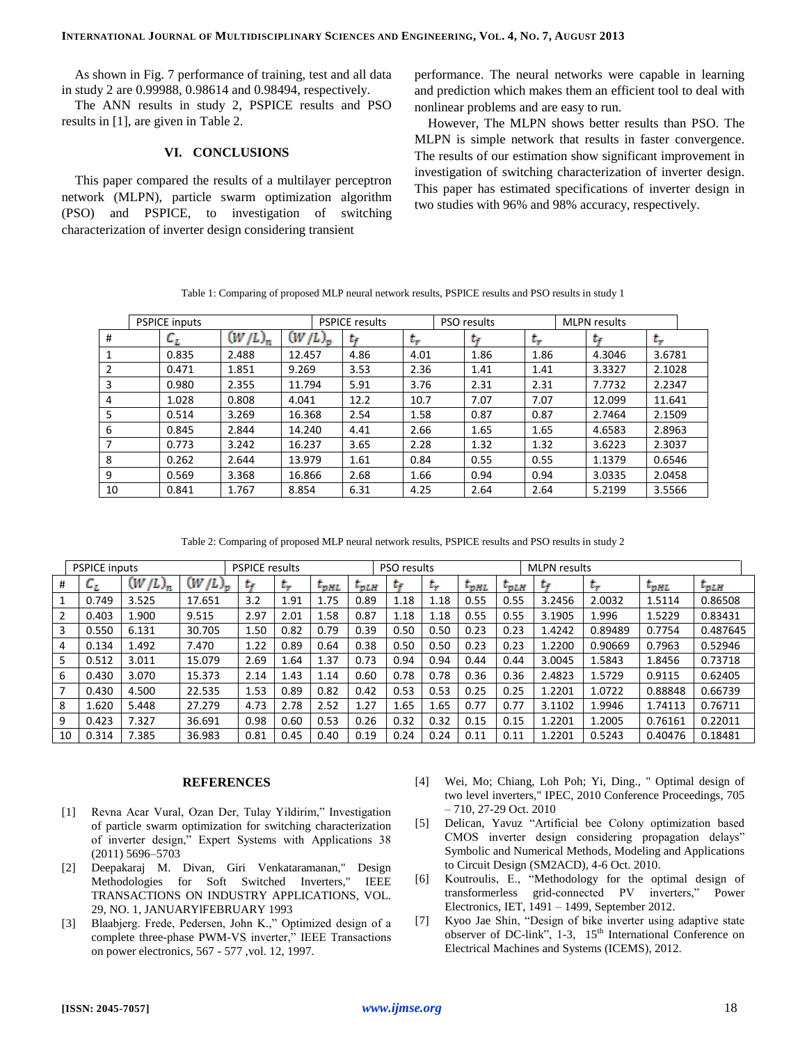As shown in Fig. 7 performance of training, test and all data in study 2 are 0.99988, 0.98614 and 0.98494, respectively.

The ANN results in study 2, PSPICE results and PSO results in [1], are given in Table 2.

## VI. CONCLUSIONS

This paper compared the results of a multilayer perceptron network (MLPN), particle swarm optimization algorithm (PSO) and PSPICE, to investigation of switching characterization of inverter design considering transient performance. The neural networks were capable in learning and prediction which makes them an efficient tool to deal with nonlinear problems and are easy to run.

However, The MLPN shows better results than PSO. The MLPN is simple network that results in faster convergence. The results of our estimation show significant improvement in investigation of switching characterization of inverter design. This paper has estimated specifications of inverter design in two studies with 96% and 98% accuracy, respectively.

Table 1: Comparing of proposed MLP neural network results, PSPICE results and PSO results in study 1

| | PSPICE inputs | | | PSPICE results | | PSO results | | MLPN results | |
|---|---|---|---|---|---|---|---|---|---|
| # | $C_L$ | $(W/L)_n$ | $(W/L)_p$ | $t_f$ | $t_r$ | $t_f$ | $t_r$ | $t_f$ | $t_r$ |
| 1 | 0.835 | 2.488 | 12.457 | 4.86 | 4.01 | 1.86 | 1.86 | 4.3046 | 3.6781 |
| 2 | 0.471 | 1.851 | 9.269 | 3.53 | 2.36 | 1.41 | 1.41 | 3.3327 | 2.1028 |
| 3 | 0.980 | 2.355 | 11.794 | 5.91 | 3.76 | 2.31 | 2.31 | 7.7732 | 2.2347 |
| 4 | 1.028 | 0.808 | 4.041 | 12.2 | 10.7 | 7.07 | 7.07 | 12.099 | 11.641 |
| 5 | 0.514 | 3.269 | 16.368 | 2.54 | 1.58 | 0.87 | 0.87 | 2.7464 | 2.1509 |
| 6 | 0.845 | 2.844 | 14.240 | 4.41 | 2.66 | 1.65 | 1.65 | 4.6583 | 2.8963 |
| 7 | 0.773 | 3.242 | 16.237 | 3.65 | 2.28 | 1.32 | 1.32 | 3.6223 | 2.3037 |
| 8 | 0.262 | 2.644 | 13.979 | 1.61 | 0.84 | 0.55 | 0.55 | 1.1379 | 0.6546 |
| 9 | 0.569 | 3.368 | 16.866 | 2.68 | 1.66 | 0.94 | 0.94 | 3.0335 | 2.0458 |
| 10 | 0.841 | 1.767 | 8.854 | 6.31 | 4.25 | 2.64 | 2.64 | 5.2199 | 3.5566 |

Table 2: Comparing of proposed MLP neural network results, PSPICE results and PSO results in study 2

| | PSPICE inputs | | | PSPICE results | | | | PSO results | | | | MLPN results | | | |
|---|---|---|---|---|---|---|---|---|---|---|---|---|---|---|---|
| # | $C_L$ | $(W/L)_n$ | $(W/L)_p$ | $t_f$ | $t_r$ | $t_{pHL}$ | $t_{pLH}$ | $t_f$ | $t_r$ | $t_{pHL}$ | $t_{pLH}$ | $t_f$ | $t_r$ | $t_{pHL}$ | $t_{pLH}$ |
| 1 | 0.749 | 3.525 | 17.651 | 3.2 | 1.91 | 1.75 | 0.89 | 1.18 | 1.18 | 0.55 | 0.55 | 3.2456 | 2.0032 | 1.5114 | 0.86508 |
| 2 | 0.403 | 1.900 | 9.515 | 2.97 | 2.01 | 1.58 | 0.87 | 1.18 | 1.18 | 0.55 | 0.55 | 3.1905 | 1.996 | 1.5229 | 0.83431 |
| 3 | 0.550 | 6.131 | 30.705 | 1.50 | 0.82 | 0.79 | 0.39 | 0.50 | 0.50 | 0.23 | 0.23 | 1.4242 | 0.89489 | 0.7754 | 0.487645 |
| 4 | 0.134 | 1.492 | 7.470 | 1.22 | 0.89 | 0.64 | 0.38 | 0.50 | 0.50 | 0.23 | 0.23 | 1.2200 | 0.90669 | 0.7963 | 0.52946 |
| 5 | 0.512 | 3.011 | 15.079 | 2.69 | 1.64 | 1.37 | 0.73 | 0.94 | 0.94 | 0.44 | 0.44 | 3.0045 | 1.5843 | 1.8456 | 0.73718 |
| 6 | 0.430 | 3.070 | 15.373 | 2.14 | 1.43 | 1.14 | 0.60 | 0.78 | 0.78 | 0.36 | 0.36 | 2.4823 | 1.5729 | 0.9115 | 0.62405 |
| 7 | 0.430 | 4.500 | 22.535 | 1.53 | 0.89 | 0.82 | 0.42 | 0.53 | 0.53 | 0.25 | 0.25 | 1.2201 | 1.0722 | 0.88848 | 0.66739 |
| 8 | 1.620 | 5.448 | 27.279 | 4.73 | 2.78 | 2.52 | 1.27 | 1.65 | 1.65 | 0.77 | 0.77 | 3.1102 | 1.9946 | 1.74113 | 0.76711 |
| 9 | 0.423 | 7.327 | 36.691 | 0.98 | 0.60 | 0.53 | 0.26 | 0.32 | 0.32 | 0.15 | 0.15 | 1.2201 | 1.2005 | 0.76161 | 0.22011 |
| 10 | 0.314 | 7.385 | 36.983 | 0.81 | 0.45 | 0.40 | 0.19 | 0.24 | 0.24 | 0.11 | 0.11 | 1.2201 | 0.5243 | 0.40476 | 0.18481 |

## REFERENCES

[1] Revna Acar Vural, Ozan Der, Tulay Yildirim," Investigation of particle swarm optimization for switching characterization of inverter design," Expert Systems with Applications 38 (2011) 5696–5703

[2] Deepakaraj M. Divan, Giri Venkataramanan," Design Methodologies for Soft Switched Inverters," IEEE TRANSACTIONS ON INDUSTRY APPLICATIONS, VOL. 29, NO. 1, JANUARYlFEBRUARY 1993

[3] Blaabjerg. Frede, Pedersen, John K.," Optimized design of a complete three-phase PWM-VS inverter," IEEE Transactions on power electronics, 567 - 577 ,vol. 12, 1997.

[4] Wei, Mo; Chiang, Loh Poh; Yi, Ding., " Optimal design of two level inverters," IPEC, 2010 Conference Proceedings, 705 – 710, 27-29 Oct. 2010

[5] Delican, Yavuz "Artificial bee Colony optimization based CMOS inverter design considering propagation delays" Symbolic and Numerical Methods, Modeling and Applications to Circuit Design (SM2ACD), 4-6 Oct. 2010.

[6] Koutroulis, E., "Methodology for the optimal design of transformerless grid-connected PV inverters," Power Electronics, IET, 1491 – 1499, September 2012.

[7] Kyoo Jae Shin, "Design of bike inverter using adaptive state observer of DC-link", 1-3, 15th International Conference on Electrical Machines and Systems (ICEMS), 2012.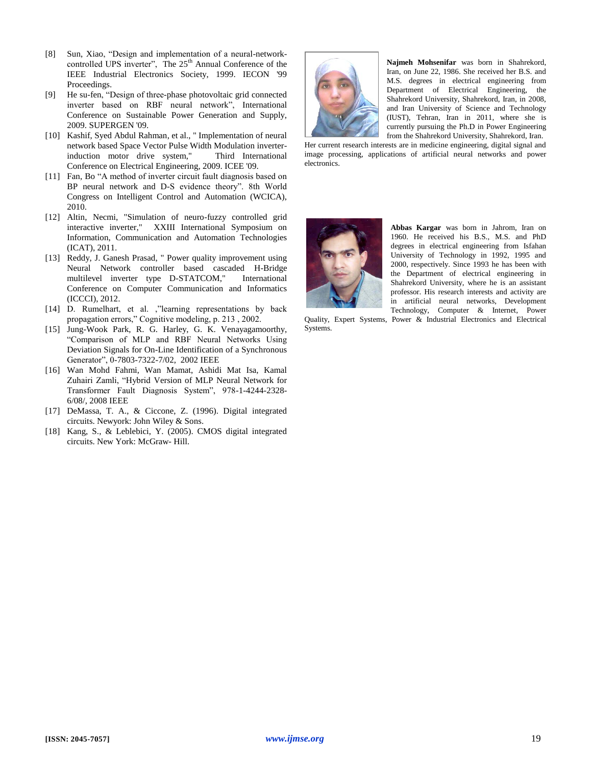[8] Sun, Xiao, "Design and implementation of a neural-network-controlled UPS inverter", The 25th Annual Conference of the IEEE Industrial Electronics Society, 1999. IECON '99 Proceedings.

[9] He su-fen, "Design of three-phase photovoltaic grid connected inverter based on RBF neural network", International Conference on Sustainable Power Generation and Supply, 2009. SUPERGEN '09.

[10] Kashif, Syed Abdul Rahman, et al., " Implementation of neural network based Space Vector Pulse Width Modulation inverter-induction motor drive system," Third International Conference on Electrical Engineering, 2009. ICEE '09.

[11] Fan, Bo "A method of inverter circuit fault diagnosis based on BP neural network and D-S evidence theory". 8th World Congress on Intelligent Control and Automation (WCICA), 2010.

[12] Altin, Necmi, "Simulation of neuro-fuzzy controlled grid interactive inverter," XXIII International Symposium on Information, Communication and Automation Technologies (ICAT), 2011.

[13] Reddy, J. Ganesh Prasad, " Power quality improvement using Neural Network controller based cascaded H-Bridge multilevel inverter type D-STATCOM," International Conference on Computer Communication and Informatics (ICCCI), 2012.

[14] D. Rumelhart, et al. ,"learning representations by back propagation errors," Cognitive modeling, p. 213 , 2002.

[15] Jung-Wook Park, R. G. Harley, G. K. Venayagamoorthy, "Comparison of MLP and RBF Neural Networks Using Deviation Signals for On-Line Identification of a Synchronous Generator", 0-7803-7322-7/02, 2002 IEEE

[16] Wan Mohd Fahmi, Wan Mamat, Ashidi Mat Isa, Kamal Zuhairi Zamli, "Hybrid Version of MLP Neural Network for Transformer Fault Diagnosis System", 978-1-4244-2328-6/08/, 2008 IEEE

[17] DeMassa, T. A., & Ciccone, Z. (1996). Digital integrated circuits. Newyork: John Wiley & Sons.

[18] Kang, S., & Leblebici, Y. (2005). CMOS digital integrated circuits. New York: McGraw- Hill.

**Najmeh Mohsenifar** was born in Shahrekord, Iran, on June 22, 1986. She received her B.S. and M.S. degrees in electrical engineering from Department of Electrical Engineering, the Shahrekord University, Shahrekord, Iran, in 2008, and Iran University of Science and Technology (IUST), Tehran, Iran in 2011, where she is currently pursuing the Ph.D in Power Engineering from the Shahrekord University, Shahrekord, Iran. Her current research interests are in medicine engineering, digital signal and image processing, applications of artificial neural networks and power electronics.

**Abbas Kargar** was born in Jahrom, Iran on 1960. He received his B.S., M.S. and PhD degrees in electrical engineering from Isfahan University of Technology in 1992, 1995 and 2000, respectively. Since 1993 he has been with the Department of electrical engineering in Shahrekord University, where he is an assistant professor. His research interests and activity are in artificial neural networks, Development Technology, Computer & Internet, Power Quality, Expert Systems, Power & Industrial Electronics and Electrical Systems.